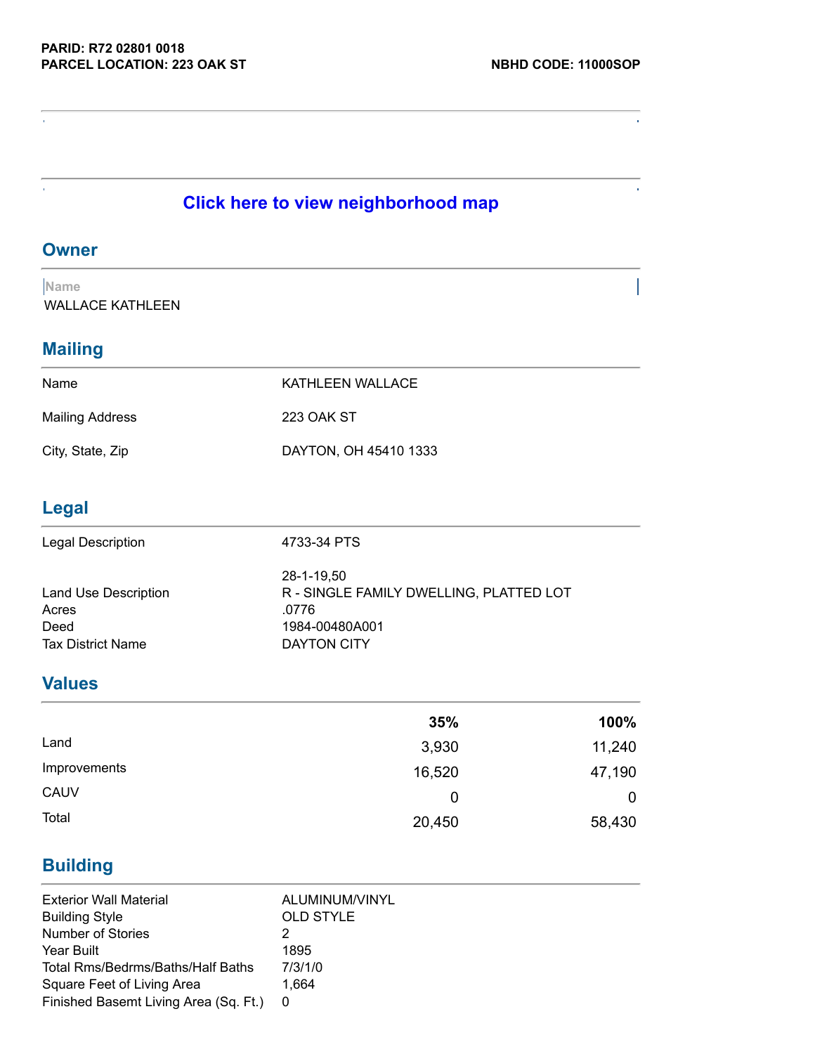**PARID: R72 02801 0018**
**PARCEL LOCATION: 223 OAK ST**

**NBHD CODE: 11000SOP**

**Click here to view neighborhood map**

## Owner

| Name |
| --- |
| WALLACE KATHLEEN |

## Mailing

| | |
| --- | --- |
| Name | KATHLEEN WALLACE |
| Mailing Address | 223 OAK ST |
| City, State, Zip | DAYTON, OH 45410 1333 |

## Legal

| | |
| --- | --- |
| Legal Description | 4733-34 PTS<br>28-1-19,50 |
| Land Use Description | R - SINGLE FAMILY DWELLING, PLATTED LOT |
| Acres | .0776 |
| Deed | 1984-00480A001 |
| Tax District Name | DAYTON CITY |

## Values

| | 35% | 100% |
| --- | --- | --- |
| Land | 3,930 | 11,240 |
| Improvements | 16,520 | 47,190 |
| CAUV | 0 | 0 |
| Total | 20,450 | 58,430 |

## Building

| | |
| --- | --- |
| Exterior Wall Material | ALUMINUM/VINYL |
| Building Style | OLD STYLE |
| Number of Stories | 2 |
| Year Built | 1895 |
| Total Rms/Bedrms/Baths/Half Baths | 7/3/1/0 |
| Square Feet of Living Area | 1,664 |
| Finished Basemt Living Area (Sq. Ft.) | 0 |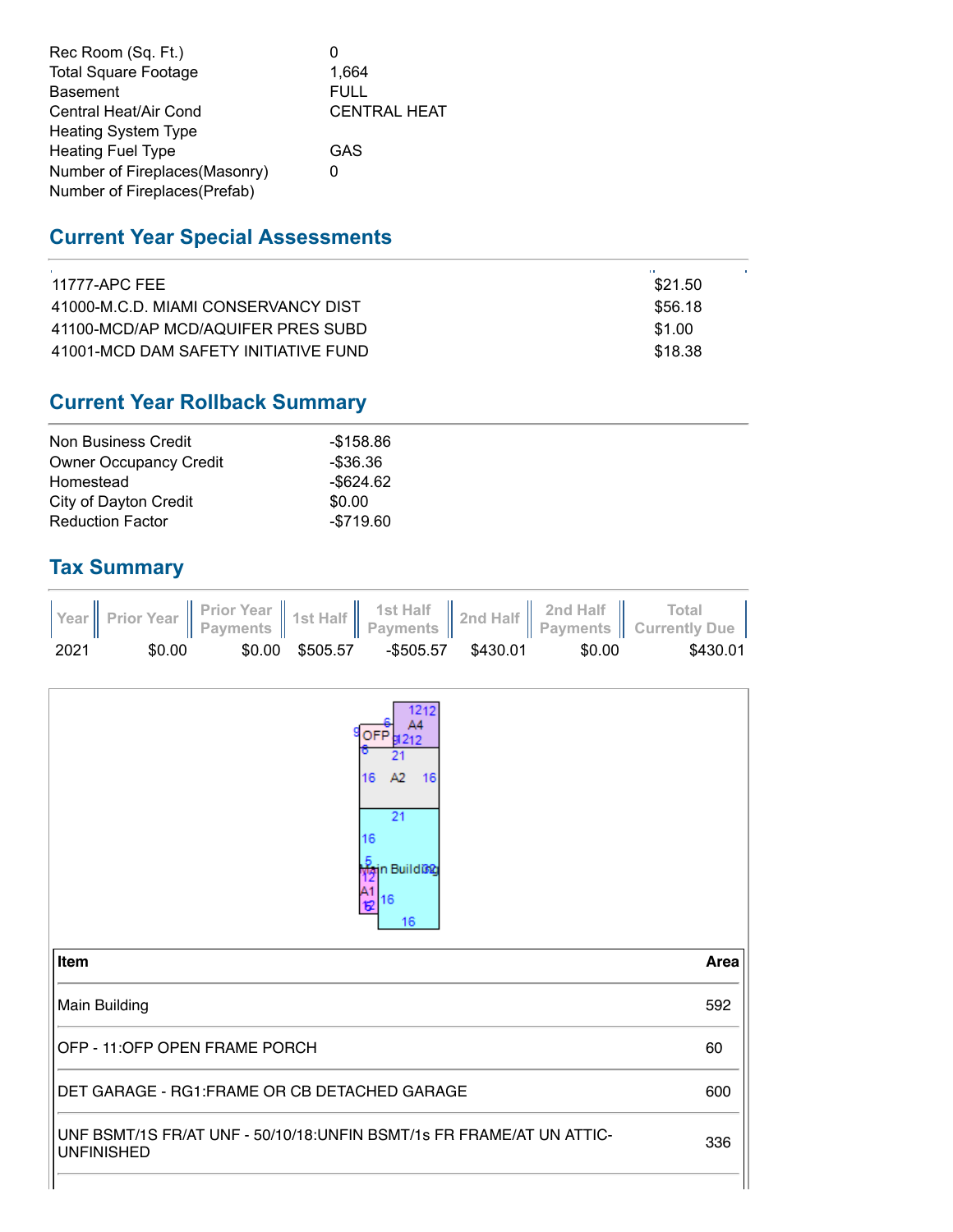| | |
|---|---|
| Rec Room (Sq. Ft.) | 0 |
| Total Square Footage | 1,664 |
| Basement | FULL |
| Central Heat/Air Cond | CENTRAL HEAT |
| Heating System Type | |
| Heating Fuel Type | GAS |
| Number of Fireplaces(Masonry) | 0 |
| Number of Fireplaces(Prefab) | |

## Current Year Special Assessments

| | |
|---|---|
| 11777-APC FEE | $21.50 |
| 41000-M.C.D. MIAMI CONSERVANCY DIST | $56.18 |
| 41100-MCD/AP MCD/AQUIFER PRES SUBD | $1.00 |
| 41001-MCD DAM SAFETY INITIATIVE FUND | $18.38 |

## Current Year Rollback Summary

| | |
|---|---|
| Non Business Credit | -$158.86 |
| Owner Occupancy Credit | -$36.36 |
| Homestead | -$624.62 |
| City of Dayton Credit | $0.00 |
| Reduction Factor | -$719.60 |

## Tax Summary

| Year | Prior Year | Prior Year Payments | 1st Half | 1st Half Payments | 2nd Half | 2nd Half Payments | Total Currently Due |
|---|---|---|---|---|---|---|---|
| 2021 | $0.00 | $0.00 | $505.57 | -$505.57 | $430.01 | $0.00 | $430.01 |

| Item | Area |
|---|---|
| Main Building | 592 |
| OFP - 11:OFP OPEN FRAME PORCH | 60 |
| DET GARAGE - RG1:FRAME OR CB DETACHED GARAGE | 600 |
| UNF BSMT/1S FR/AT UNF - 50/10/18:UNFIN BSMT/1s FR FRAME/AT UN ATTIC-UNFINISHED | 336 |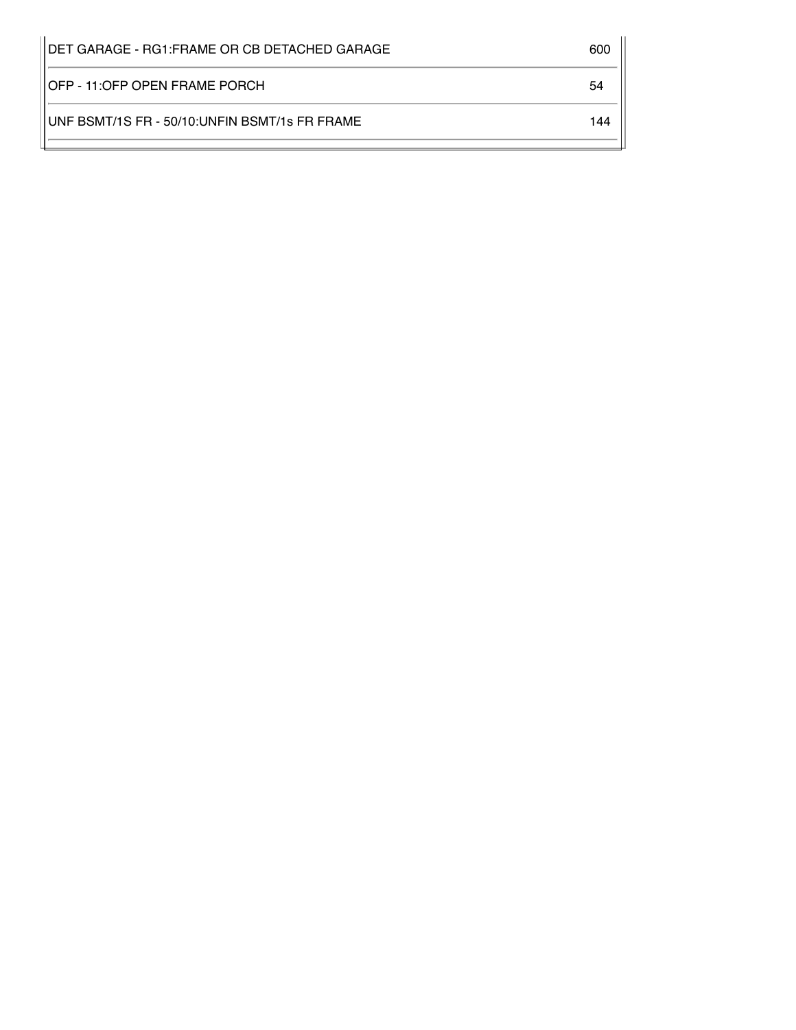| | |
|---|---|
| DET GARAGE - RG1:FRAME OR CB DETACHED GARAGE | 600 |
| OFP - 11:OFP OPEN FRAME PORCH | 54 |
| UNF BSMT/1S FR - 50/10:UNFIN BSMT/1s FR FRAME | 144 |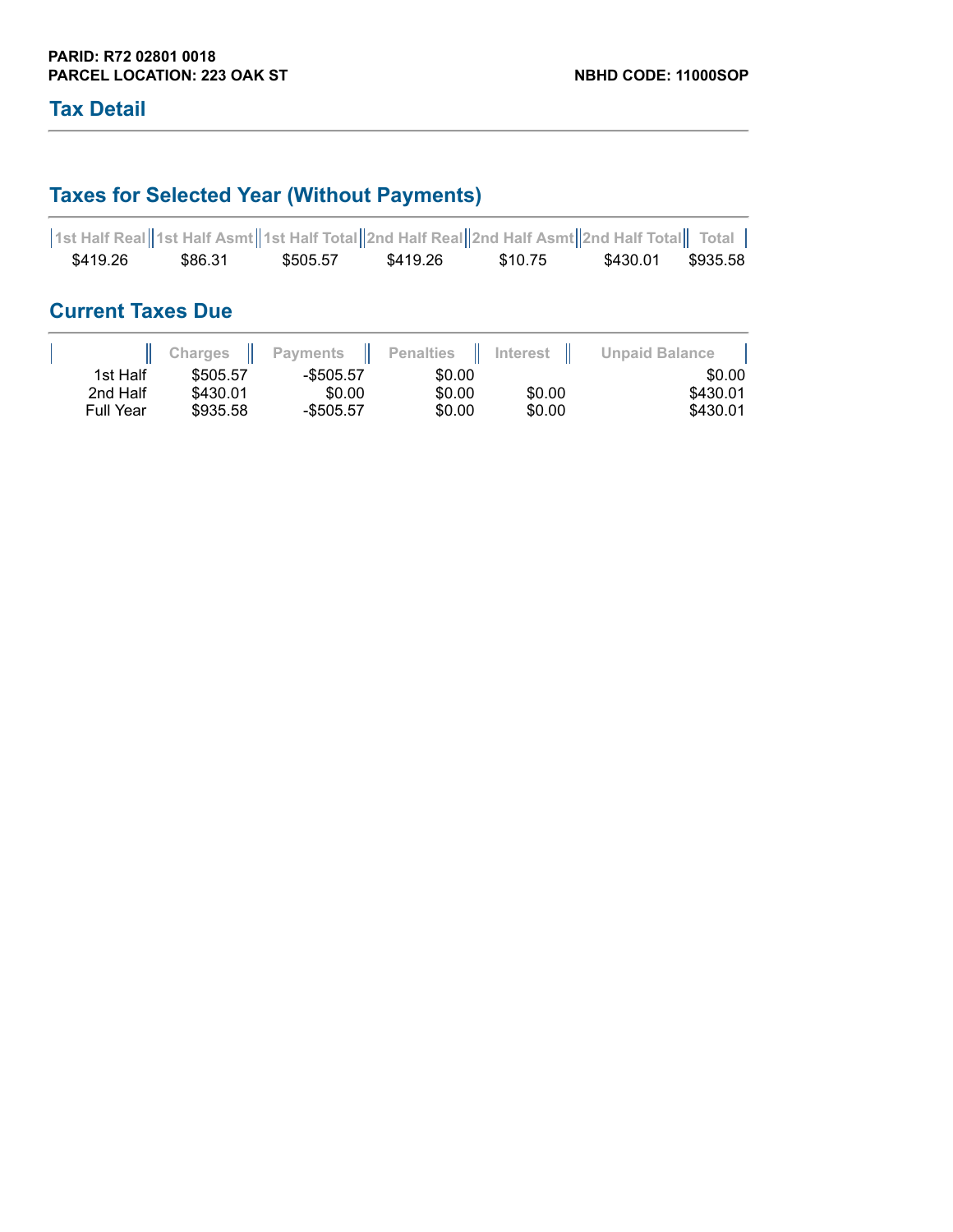**PARID: R72 02801 0018**
**PARCEL LOCATION: 223 OAK ST** **NBHD CODE: 11000SOP**

## Tax Detail

## Taxes for Selected Year (Without Payments)

| 1st Half Real | 1st Half Asmt | 1st Half Total | 2nd Half Real | 2nd Half Asmt | 2nd Half Total | Total |
|---|---|---|---|---|---|---|
| $419.26 | $86.31 | $505.57 | $419.26 | $10.75 | $430.01 | $935.58 |

## Current Taxes Due

| | Charges | Payments | Penalties | Interest | Unpaid Balance |
|---|---|---|---|---|---|
| 1st Half | $505.57 | -$505.57 | $0.00 | | $0.00 |
| 2nd Half | $430.01 | $0.00 | $0.00 | $0.00 | $430.01 |
| Full Year | $935.58 | -$505.57 | $0.00 | $0.00 | $430.01 |